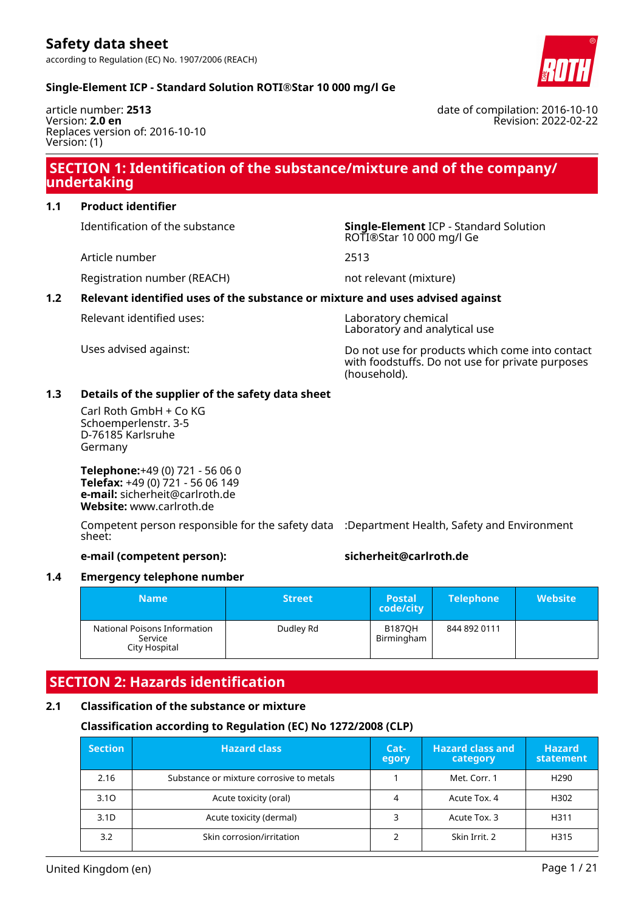# Safety data sheet

according to Regulation (EC) No. 1907/2006 (REACH)

**Single-Element ICP - Standard Solution ROTI®Star 10 000 mg/l Ge**

article number: **2513**
Version: **2.0 en**
Replaces version of: 2016-10-10
Version: (1)

date of compilation: 2016-10-10
Revision: 2022-02-22

## SECTION 1: Identification of the substance/mixture and of the company/undertaking

### 1.1 Product identifier

Identification of the substance: **Single-Element** ICP - Standard Solution ROTI®Star 10 000 mg/l Ge

Article number: 2513

Registration number (REACH): not relevant (mixture)

### 1.2 Relevant identified uses of the substance or mixture and uses advised against

Relevant identified uses: Laboratory chemical
Laboratory and analytical use

Uses advised against: Do not use for products which come into contact with foodstuffs. Do not use for private purposes (household).

### 1.3 Details of the supplier of the safety data sheet

Carl Roth GmbH + Co KG
Schoemperlenstr. 3-5
D-76185 Karlsruhe
Germany

**Telephone:**+49 (0) 721 - 56 06 0
**Telefax:** +49 (0) 721 - 56 06 149
**e-mail:** sicherheit@carlroth.de
**Website:** www.carlroth.de

Competent person responsible for the safety data sheet: :Department Health, Safety and Environment

**e-mail (competent person):** **sicherheit@carlroth.de**

### 1.4 Emergency telephone number

| Name | Street | Postal code/city | Telephone | Website |
|---|---|---|---|---|
| National Poisons Information Service City Hospital | Dudley Rd | B187QH Birmingham | 844 892 0111 | |

## SECTION 2: Hazards identification

### 2.1 Classification of the substance or mixture

**Classification according to Regulation (EC) No 1272/2008 (CLP)**

| Section | Hazard class | Category | Hazard class and category | Hazard statement |
|---|---|---|---|---|
| 2.16 | Substance or mixture corrosive to metals | 1 | Met. Corr. 1 | H290 |
| 3.1O | Acute toxicity (oral) | 4 | Acute Tox. 4 | H302 |
| 3.1D | Acute toxicity (dermal) | 3 | Acute Tox. 3 | H311 |
| 3.2 | Skin corrosion/irritation | 2 | Skin Irrit. 2 | H315 |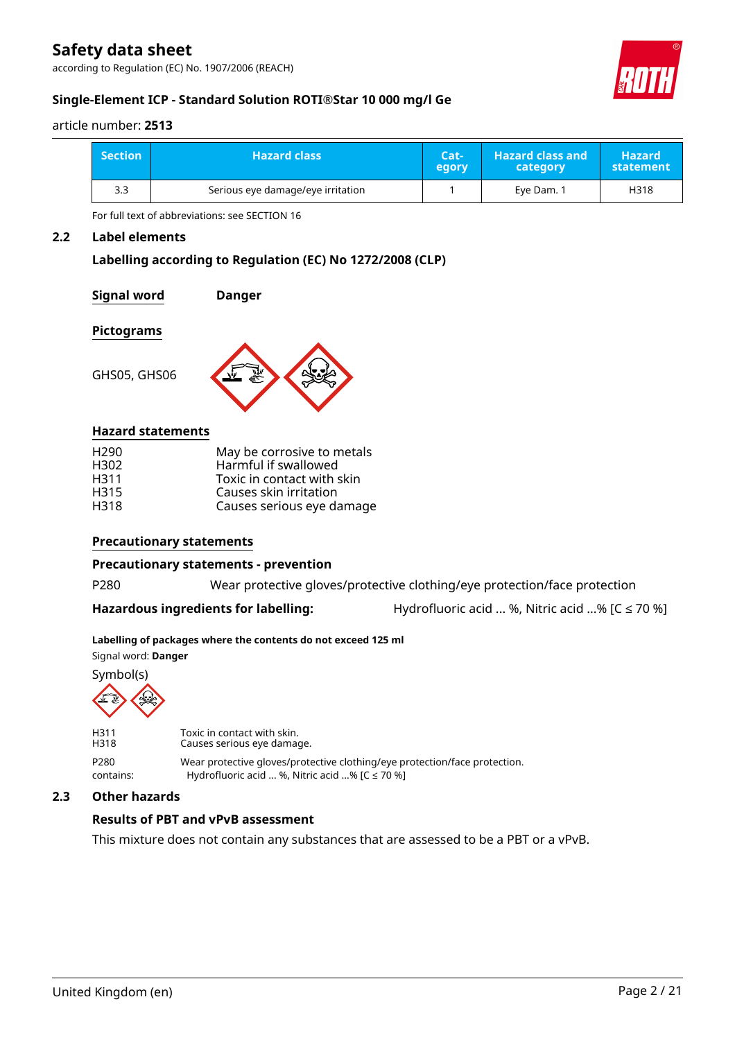| Section | Hazard class | Cat-egory | Hazard class and category | Hazard statement |
|---|---|---|---|---|
| 3.3 | Serious eye damage/eye irritation | 1 | Eye Dam. 1 | H318 |

For full text of abbreviations: see SECTION 16

## 2.2 Label elements

### Labelling according to Regulation (EC) No 1272/2008 (CLP)

**Signal word** **Danger**

**Pictograms**

GHS05, GHS06

**Hazard statements**

| | |
|---|---|
| H290 | May be corrosive to metals |
| H302 | Harmful if swallowed |
| H311 | Toxic in contact with skin |
| H315 | Causes skin irritation |
| H318 | Causes serious eye damage |

**Precautionary statements**

**Precautionary statements - prevention**

P280 Wear protective gloves/protective clothing/eye protection/face protection

**Hazardous ingredients for labelling:** Hydrofluoric acid ... %, Nitric acid ...% [C ≤ 70 %]

**Labelling of packages where the contents do not exceed 125 ml**

Signal word: **Danger**

Symbol(s)

| | |
|---|---|
| H311 | Toxic in contact with skin. |
| H318 | Causes serious eye damage. |
| P280 | Wear protective gloves/protective clothing/eye protection/face protection. |
| contains: | Hydrofluoric acid ... %, Nitric acid ...% [C ≤ 70 %] |

## 2.3 Other hazards

### Results of PBT and vPvB assessment

This mixture does not contain any substances that are assessed to be a PBT or a vPvB.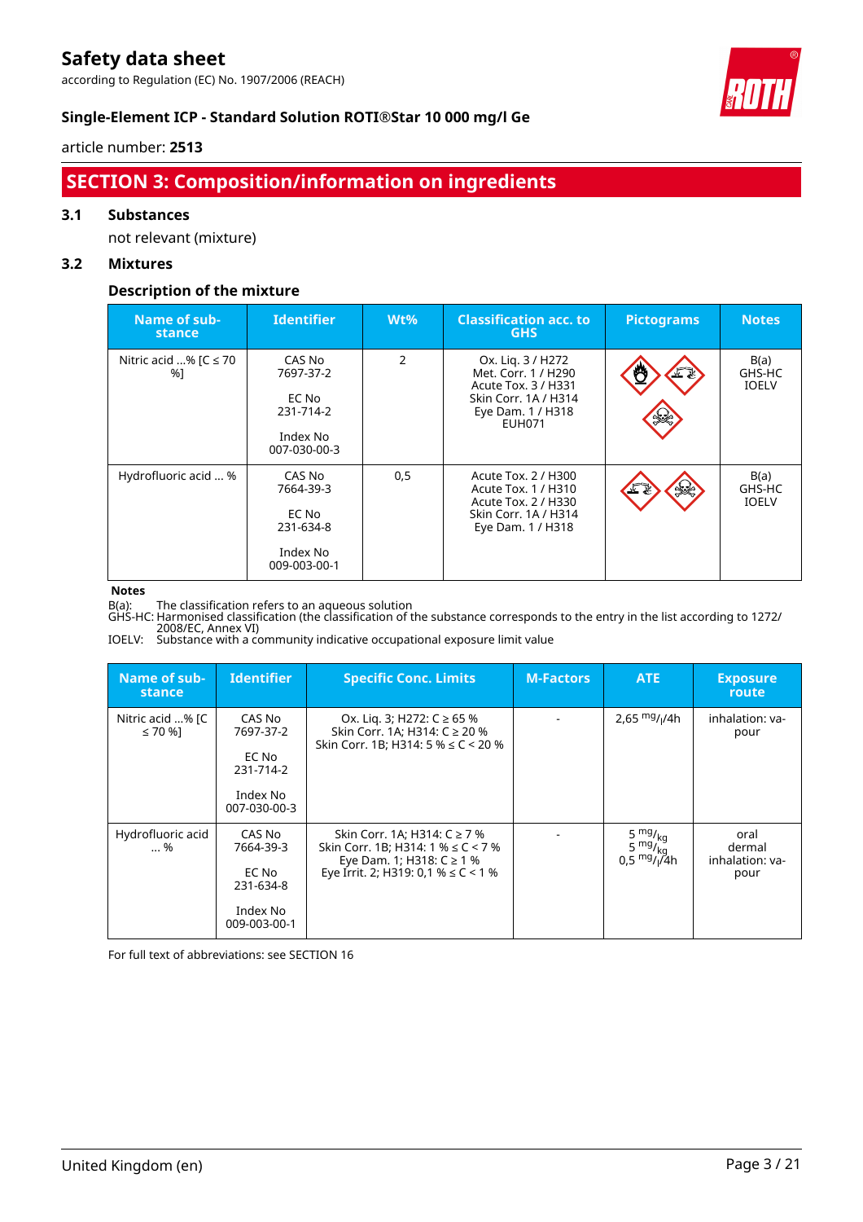## SECTION 3: Composition/information on ingredients

### 3.1 Substances

not relevant (mixture)

### 3.2 Mixtures

#### Description of the mixture

| Name of substance | Identifier | Wt% | Classification acc. to GHS | Pictograms | Notes |
|---|---|---|---|---|---|
| Nitric acid ...% [C ≤ 70 %] | CAS No 7697-37-2<br><br>EC No 231-714-2<br><br>Index No 007-030-00-3 | 2 | Ox. Liq. 3 / H272<br>Met. Corr. 1 / H290<br>Acute Tox. 3 / H331<br>Skin Corr. 1A / H314<br>Eye Dam. 1 / H318<br>EUH071 | | B(a)<br>GHS-HC<br>IOELV |
| Hydrofluoric acid ... % | CAS No 7664-39-3<br><br>EC No 231-634-8<br><br>Index No 009-003-00-1 | 0,5 | Acute Tox. 2 / H300<br>Acute Tox. 1 / H310<br>Acute Tox. 2 / H330<br>Skin Corr. 1A / H314<br>Eye Dam. 1 / H318 | | B(a)<br>GHS-HC<br>IOELV |

**Notes**

B(a): The classification refers to an aqueous solution
GHS-HC: Harmonised classification (the classification of the substance corresponds to the entry in the list according to 1272/2008/EC, Annex VI)
IOELV: Substance with a community indicative occupational exposure limit value

| Name of substance | Identifier | Specific Conc. Limits | M-Factors | ATE | Exposure route |
|---|---|---|---|---|---|
| Nitric acid ...% [C ≤ 70 %] | CAS No 7697-37-2<br><br>EC No 231-714-2<br><br>Index No 007-030-00-3 | Ox. Liq. 3; H272: C ≥ 65 %<br>Skin Corr. 1A; H314: C ≥ 20 %<br>Skin Corr. 1B; H314: 5 % ≤ C < 20 % | - | 2,65 $^{mg}/_{l}$/4h | inhalation: vapour |
| Hydrofluoric acid ... % | CAS No 7664-39-3<br><br>EC No 231-634-8<br><br>Index No 009-003-00-1 | Skin Corr. 1A; H314: C ≥ 7 %<br>Skin Corr. 1B; H314: 1 % ≤ C < 7 %<br>Eye Dam. 1; H318: C ≥ 1 %<br>Eye Irrit. 2; H319: 0,1 % ≤ C < 1 % | - | 5 $^{mg}/_{kg}$<br>5 $^{mg}/_{kg}$<br>0,5 $^{mg}/_{l}$/4h | oral<br>dermal<br>inhalation: vapour |

For full text of abbreviations: see SECTION 16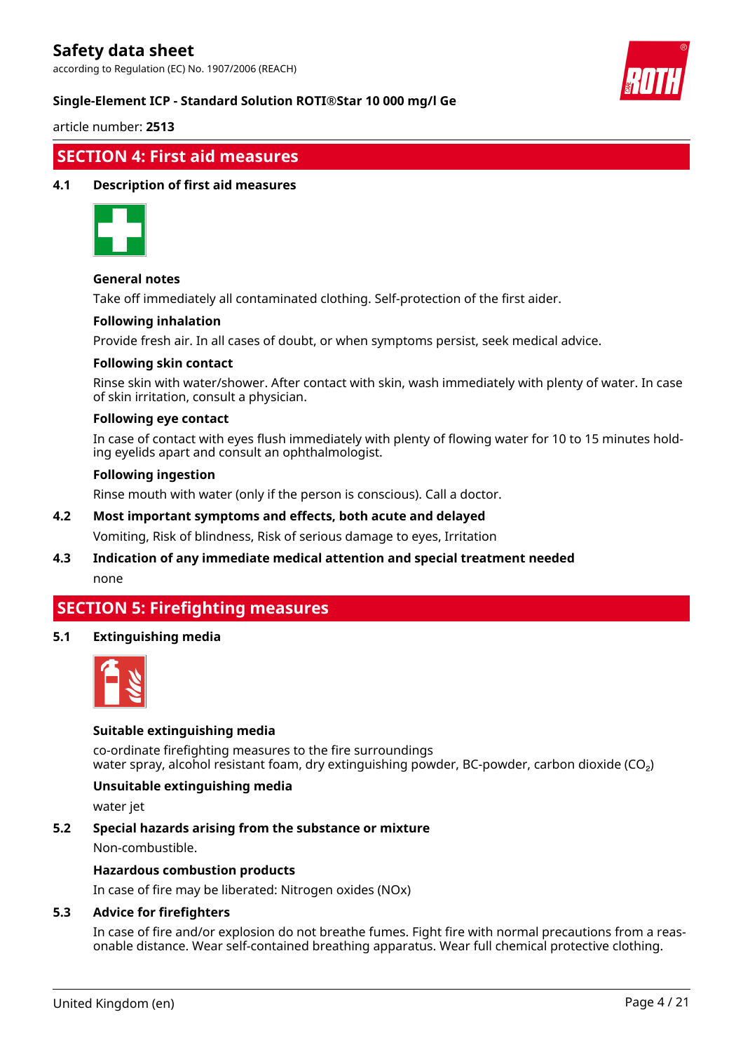## SECTION 4: First aid measures

### 4.1 Description of first aid measures

**General notes**

Take off immediately all contaminated clothing. Self-protection of the first aider.

**Following inhalation**

Provide fresh air. In all cases of doubt, or when symptoms persist, seek medical advice.

**Following skin contact**

Rinse skin with water/shower. After contact with skin, wash immediately with plenty of water. In case of skin irritation, consult a physician.

**Following eye contact**

In case of contact with eyes flush immediately with plenty of flowing water for 10 to 15 minutes holding eyelids apart and consult an ophthalmologist.

**Following ingestion**

Rinse mouth with water (only if the person is conscious). Call a doctor.

### 4.2 Most important symptoms and effects, both acute and delayed

Vomiting, Risk of blindness, Risk of serious damage to eyes, Irritation

### 4.3 Indication of any immediate medical attention and special treatment needed

none

## SECTION 5: Firefighting measures

### 5.1 Extinguishing media

**Suitable extinguishing media**

co-ordinate firefighting measures to the fire surroundings
water spray, alcohol resistant foam, dry extinguishing powder, BC-powder, carbon dioxide ($CO_2$)

**Unsuitable extinguishing media**

water jet

### 5.2 Special hazards arising from the substance or mixture

Non-combustible.

**Hazardous combustion products**

In case of fire may be liberated: Nitrogen oxides (NOx)

### 5.3 Advice for firefighters

In case of fire and/or explosion do not breathe fumes. Fight fire with normal precautions from a reasonable distance. Wear self-contained breathing apparatus. Wear full chemical protective clothing.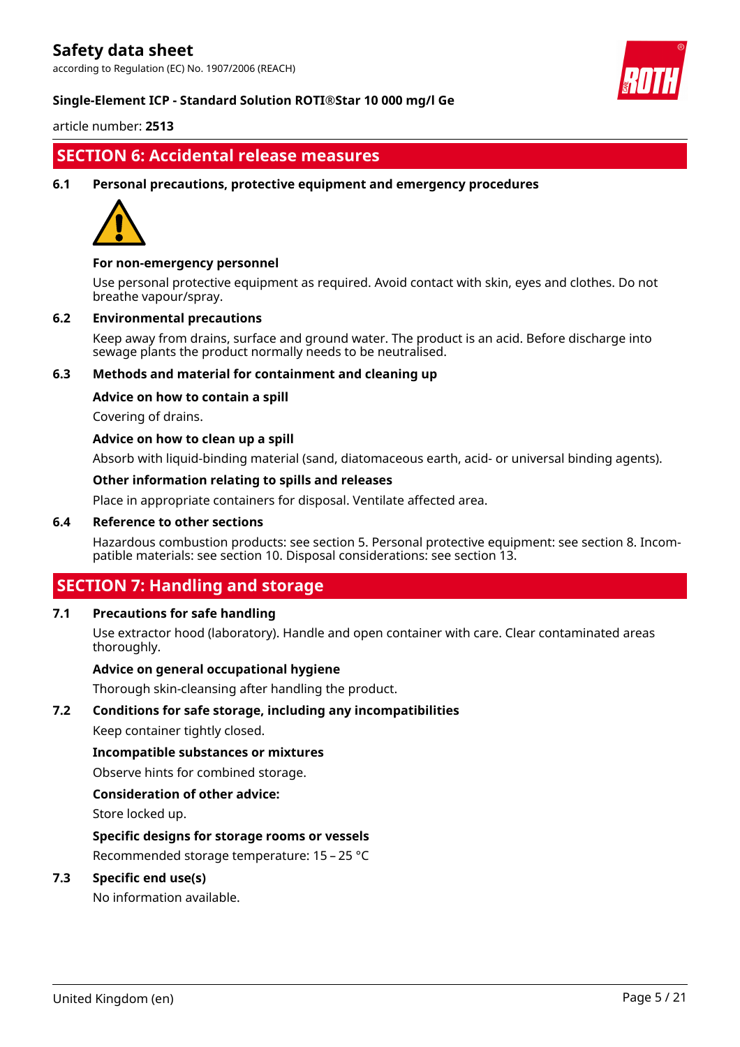## SECTION 6: Accidental release measures

### 6.1 Personal precautions, protective equipment and emergency procedures

**For non-emergency personnel**

Use personal protective equipment as required. Avoid contact with skin, eyes and clothes. Do not breathe vapour/spray.

### 6.2 Environmental precautions

Keep away from drains, surface and ground water. The product is an acid. Before discharge into sewage plants the product normally needs to be neutralised.

### 6.3 Methods and material for containment and cleaning up

**Advice on how to contain a spill**

Covering of drains.

**Advice on how to clean up a spill**

Absorb with liquid-binding material (sand, diatomaceous earth, acid- or universal binding agents).

**Other information relating to spills and releases**

Place in appropriate containers for disposal. Ventilate affected area.

### 6.4 Reference to other sections

Hazardous combustion products: see section 5. Personal protective equipment: see section 8. Incompatible materials: see section 10. Disposal considerations: see section 13.

## SECTION 7: Handling and storage

### 7.1 Precautions for safe handling

Use extractor hood (laboratory). Handle and open container with care. Clear contaminated areas thoroughly.

**Advice on general occupational hygiene**

Thorough skin-cleansing after handling the product.

### 7.2 Conditions for safe storage, including any incompatibilities

Keep container tightly closed.

**Incompatible substances or mixtures**

Observe hints for combined storage.

**Consideration of other advice:**

Store locked up.

**Specific designs for storage rooms or vessels**

Recommended storage temperature: 15 – 25 °C

### 7.3 Specific end use(s)

No information available.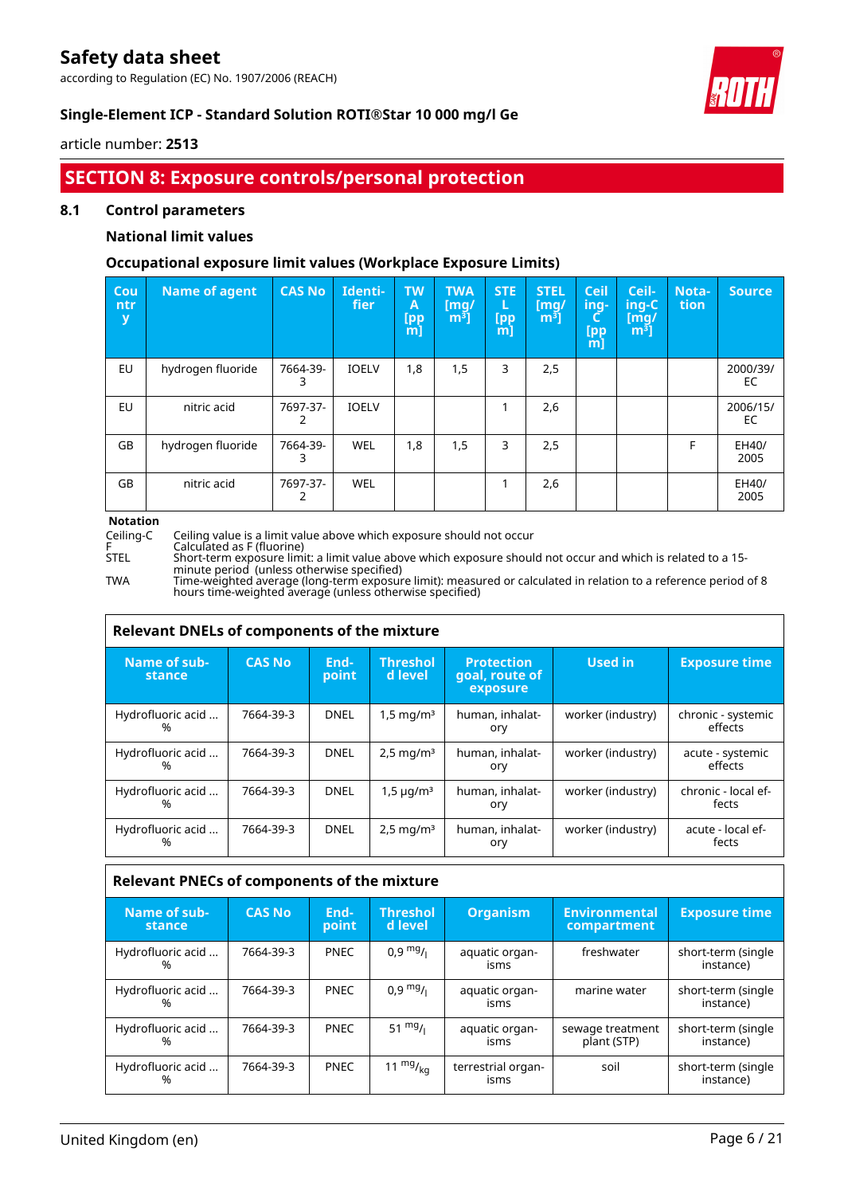# SECTION 8: Exposure controls/personal protection

## 8.1 Control parameters

### National limit values

### Occupational exposure limit values (Workplace Exposure Limits)

| Country | Name of agent | CAS No | Identifier | TWA [ppm] | TWA [mg/m³] | STEL [ppm] | STEL [mg/m³] | Ceiling-C [ppm] | Ceiling-C [mg/m³] | Notation | Source |
|---|---|---|---|---|---|---|---|---|---|---|---|
| EU | hydrogen fluoride | 7664-39-3 | IOELV | 1,8 | 1,5 | 3 | 2,5 | | | | 2000/39/EC |
| EU | nitric acid | 7697-37-2 | IOELV | | | 1 | 2,6 | | | | 2006/15/EC |
| GB | hydrogen fluoride | 7664-39-3 | WEL | 1,8 | 1,5 | 3 | 2,5 | | | F | EH40/2005 |
| GB | nitric acid | 7697-37-2 | WEL | | | 1 | 2,6 | | | | EH40/2005 |

**Notation**

Ceiling-C Ceiling value is a limit value above which exposure should not occur
F Calculated as F (fluorine)
STEL Short-term exposure limit: a limit value above which exposure should not occur and which is related to a 15-minute period (unless otherwise specified)
TWA Time-weighted average (long-term exposure limit): measured or calculated in relation to a reference period of 8 hours time-weighted average (unless otherwise specified)

**Relevant DNELs of components of the mixture**

| Name of substance | CAS No | Endpoint | Threshold level | Protection goal, route of exposure | Used in | Exposure time |
|---|---|---|---|---|---|---|
| Hydrofluoric acid ... % | 7664-39-3 | DNEL | 1,5 mg/m³ | human, inhalatory | worker (industry) | chronic - systemic effects |
| Hydrofluoric acid ... % | 7664-39-3 | DNEL | 2,5 mg/m³ | human, inhalatory | worker (industry) | acute - systemic effects |
| Hydrofluoric acid ... % | 7664-39-3 | DNEL | 1,5 µg/m³ | human, inhalatory | worker (industry) | chronic - local effects |
| Hydrofluoric acid ... % | 7664-39-3 | DNEL | 2,5 mg/m³ | human, inhalatory | worker (industry) | acute - local effects |

**Relevant PNECs of components of the mixture**

| Name of substance | CAS No | Endpoint | Threshold level | Organism | Environmental compartment | Exposure time |
|---|---|---|---|---|---|---|
| Hydrofluoric acid ... % | 7664-39-3 | PNEC | 0,9 mg/l | aquatic organisms | freshwater | short-term (single instance) |
| Hydrofluoric acid ... % | 7664-39-3 | PNEC | 0,9 mg/l | aquatic organisms | marine water | short-term (single instance) |
| Hydrofluoric acid ... % | 7664-39-3 | PNEC | 51 mg/l | aquatic organisms | sewage treatment plant (STP) | short-term (single instance) |
| Hydrofluoric acid ... % | 7664-39-3 | PNEC | 11 mg/kg | terrestrial organisms | soil | short-term (single instance) |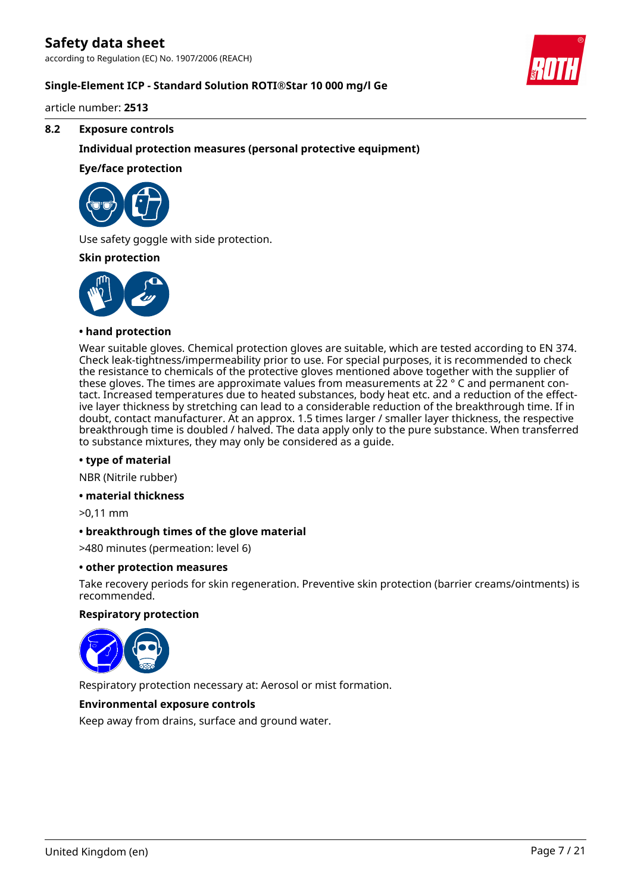### 8.2 Exposure controls

**Individual protection measures (personal protective equipment)**

**Eye/face protection**

Use safety goggle with side protection.

**Skin protection**

**• hand protection**

Wear suitable gloves. Chemical protection gloves are suitable, which are tested according to EN 374. Check leak-tightness/impermeability prior to use. For special purposes, it is recommended to check the resistance to chemicals of the protective gloves mentioned above together with the supplier of these gloves. The times are approximate values from measurements at 22 ° C and permanent contact. Increased temperatures due to heated substances, body heat etc. and a reduction of the effective layer thickness by stretching can lead to a considerable reduction of the breakthrough time. If in doubt, contact manufacturer. At an approx. 1.5 times larger / smaller layer thickness, the respective breakthrough time is doubled / halved. The data apply only to the pure substance. When transferred to substance mixtures, they may only be considered as a guide.

**• type of material**

NBR (Nitrile rubber)

**• material thickness**

>0,11 mm

**• breakthrough times of the glove material**

>480 minutes (permeation: level 6)

**• other protection measures**

Take recovery periods for skin regeneration. Preventive skin protection (barrier creams/ointments) is recommended.

**Respiratory protection**

Respiratory protection necessary at: Aerosol or mist formation.

**Environmental exposure controls**

Keep away from drains, surface and ground water.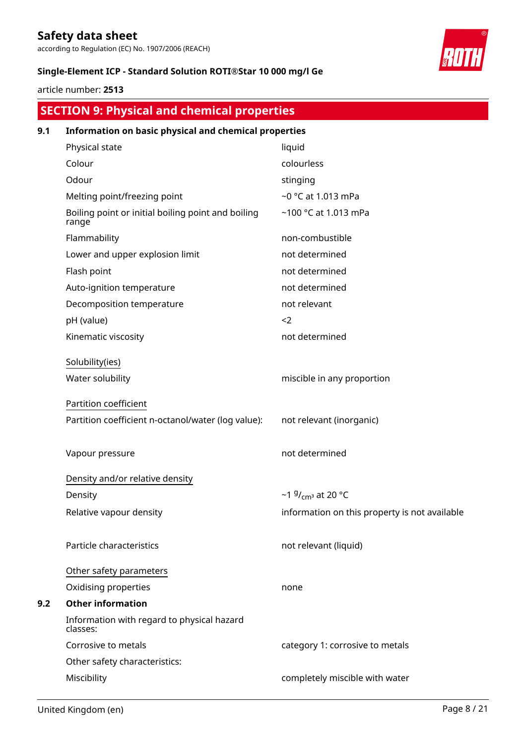## SECTION 9: Physical and chemical properties

### 9.1 Information on basic physical and chemical properties

| | |
|---|---|
| Physical state | liquid |
| Colour | colourless |
| Odour | stinging |
| Melting point/freezing point | ~0 °C at 1.013 mPa |
| Boiling point or initial boiling point and boiling range | ~100 °C at 1.013 mPa |
| Flammability | non-combustible |
| Lower and upper explosion limit | not determined |
| Flash point | not determined |
| Auto-ignition temperature | not determined |
| Decomposition temperature | not relevant |
| pH (value) | <2 |
| Kinematic viscosity | not determined |

Solubility(ies)

| | |
|---|---|
| Water solubility | miscible in any proportion |

Partition coefficient

| | |
|---|---|
| Partition coefficient n-octanol/water (log value): | not relevant (inorganic) |
| Vapour pressure | not determined |

Density and/or relative density

| | |
|---|---|
| Density | ~1 $^{g}/_{cm^3}$ at 20 °C |
| Relative vapour density | information on this property is not available |
| Particle characteristics | not relevant (liquid) |

Other safety parameters

| | |
|---|---|
| Oxidising properties | none |

### 9.2 Other information

Information with regard to physical hazard classes:

| | |
|---|---|
| Corrosive to metals | category 1: corrosive to metals |

Other safety characteristics:

| | |
|---|---|
| Miscibility | completely miscible with water |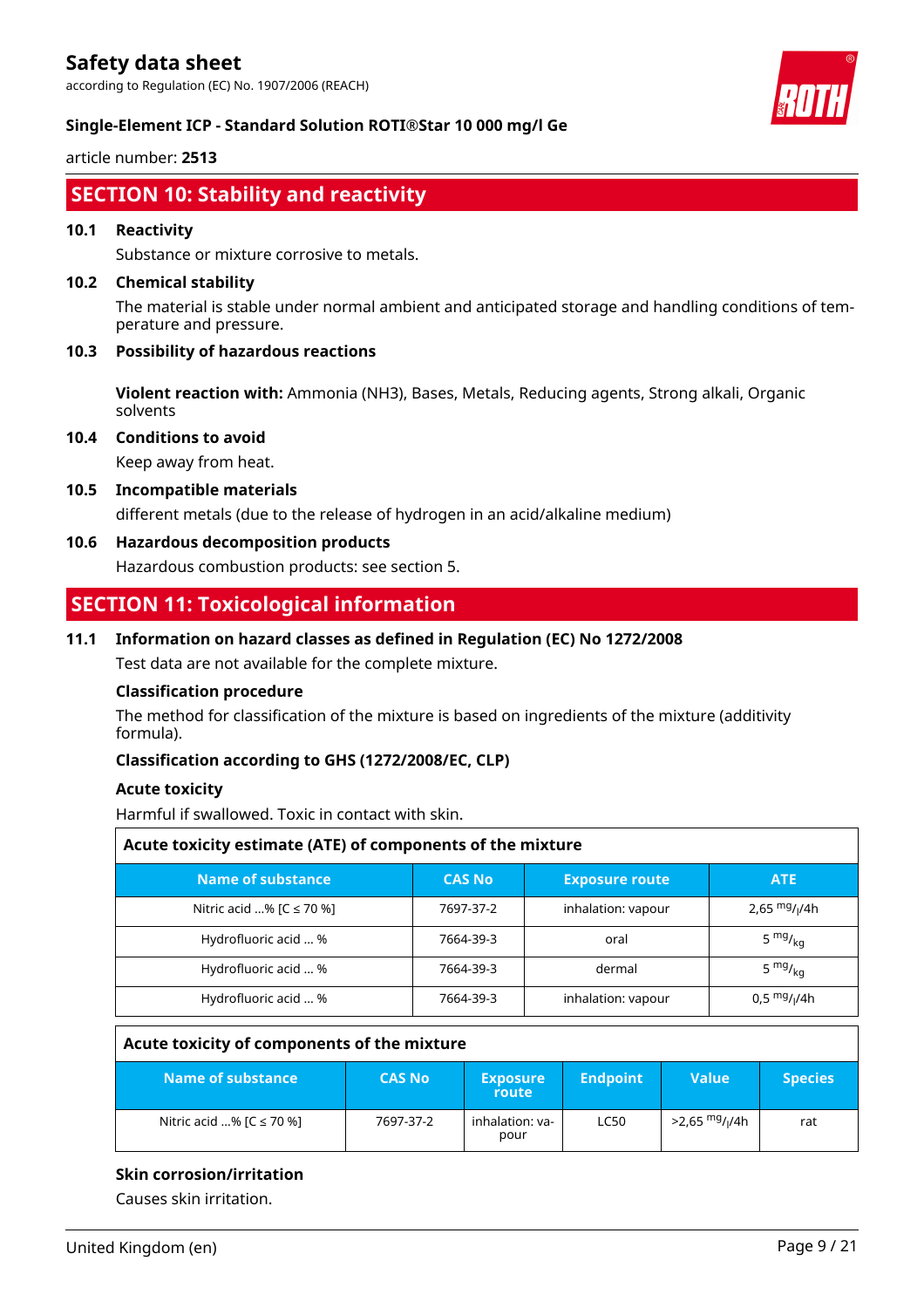## SECTION 10: Stability and reactivity

### 10.1 Reactivity

Substance or mixture corrosive to metals.

### 10.2 Chemical stability

The material is stable under normal ambient and anticipated storage and handling conditions of temperature and pressure.

### 10.3 Possibility of hazardous reactions

**Violent reaction with:** Ammonia ($NH_3$), Bases, Metals, Reducing agents, Strong alkali, Organic solvents

### 10.4 Conditions to avoid

Keep away from heat.

### 10.5 Incompatible materials

different metals (due to the release of hydrogen in an acid/alkaline medium)

### 10.6 Hazardous decomposition products

Hazardous combustion products: see section 5.

## SECTION 11: Toxicological information

### 11.1 Information on hazard classes as defined in Regulation (EC) No 1272/2008

Test data are not available for the complete mixture.

**Classification procedure**

The method for classification of the mixture is based on ingredients of the mixture (additivity formula).

**Classification according to GHS (1272/2008/EC, CLP)**

**Acute toxicity**

Harmful if swallowed. Toxic in contact with skin.

**Acute toxicity estimate (ATE) of components of the mixture**

| Name of substance | CAS No | Exposure route | ATE |
|---|---|---|---|
| Nitric acid ...% [C ≤ 70 %] | 7697-37-2 | inhalation: vapour | 2,65 $^{mg}/_{l}$/4h |
| Hydrofluoric acid ... % | 7664-39-3 | oral | 5 $^{mg}/_{kg}$ |
| Hydrofluoric acid ... % | 7664-39-3 | dermal | 5 $^{mg}/_{kg}$ |
| Hydrofluoric acid ... % | 7664-39-3 | inhalation: vapour | 0,5 $^{mg}/_{l}$/4h |

**Acute toxicity of components of the mixture**

| Name of substance | CAS No | Exposure route | Endpoint | Value | Species |
|---|---|---|---|---|---|
| Nitric acid ...% [C ≤ 70 %] | 7697-37-2 | inhalation: vapour | LC50 | >2,65 $^{mg}/_{l}$/4h | rat |

**Skin corrosion/irritation**

Causes skin irritation.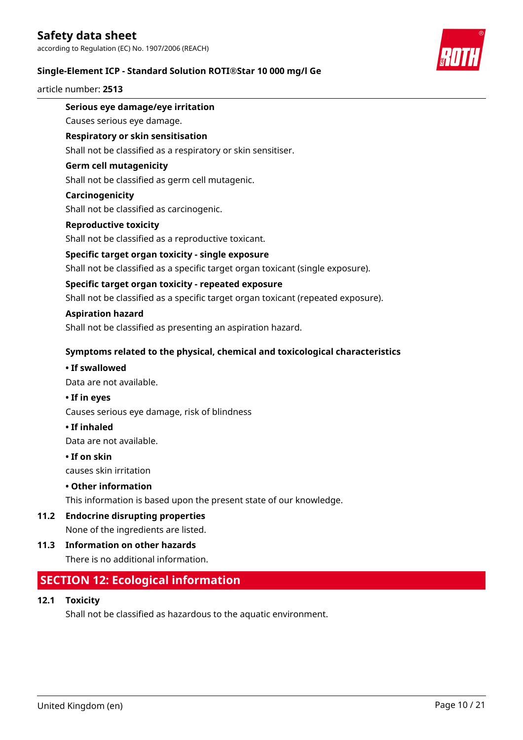**Serious eye damage/eye irritation**

Causes serious eye damage.

**Respiratory or skin sensitisation**

Shall not be classified as a respiratory or skin sensitiser.

**Germ cell mutagenicity**

Shall not be classified as germ cell mutagenic.

**Carcinogenicity**

Shall not be classified as carcinogenic.

**Reproductive toxicity**

Shall not be classified as a reproductive toxicant.

**Specific target organ toxicity - single exposure**

Shall not be classified as a specific target organ toxicant (single exposure).

**Specific target organ toxicity - repeated exposure**

Shall not be classified as a specific target organ toxicant (repeated exposure).

**Aspiration hazard**

Shall not be classified as presenting an aspiration hazard.

**Symptoms related to the physical, chemical and toxicological characteristics**

**• If swallowed**

Data are not available.

**• If in eyes**

Causes serious eye damage, risk of blindness

**• If inhaled**

Data are not available.

**• If on skin**

causes skin irritation

**• Other information**

This information is based upon the present state of our knowledge.

### 11.2 Endocrine disrupting properties

None of the ingredients are listed.

### 11.3 Information on other hazards

There is no additional information.

## SECTION 12: Ecological information

### 12.1 Toxicity

Shall not be classified as hazardous to the aquatic environment.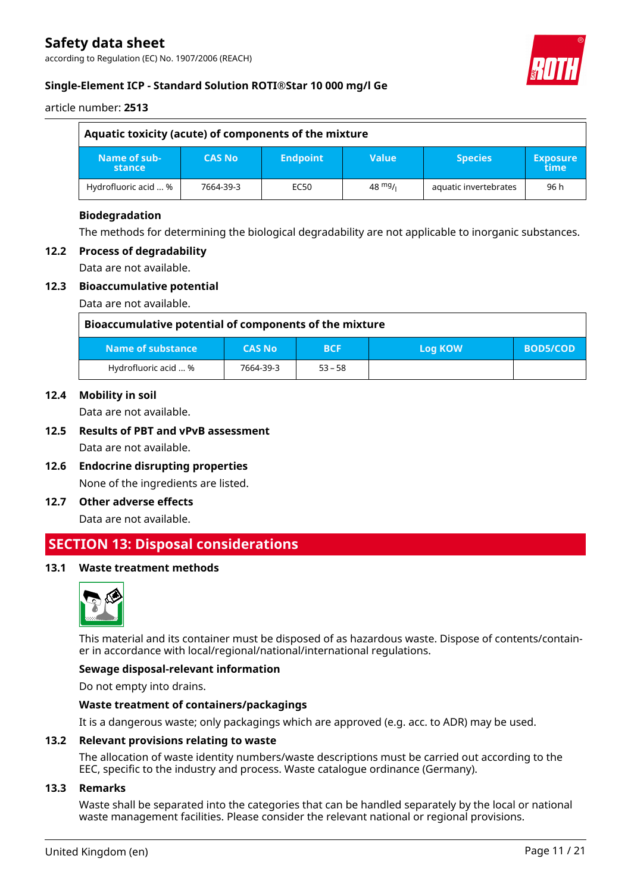| Aquatic toxicity (acute) of components of the mixture | | | | | |
|---|---|---|---|---|---|
| Name of sub-stance | CAS No | Endpoint | Value | Species | Exposure time |
| Hydrofluoric acid ... % | 7664-39-3 | EC50 | 48 $^{mg}/_{l}$ | aquatic invertebrates | 96 h |

**Biodegradation**

The methods for determining the biological degradability are not applicable to inorganic substances.

### 12.2 Process of degradability

Data are not available.

### 12.3 Bioaccumulative potential

Data are not available.

| Bioaccumulative potential of components of the mixture | | | | |
|---|---|---|---|---|
| Name of substance | CAS No | BCF | Log KOW | BOD5/COD |
| Hydrofluoric acid ... % | 7664-39-3 | 53 – 58 | | |

### 12.4 Mobility in soil

Data are not available.

### 12.5 Results of PBT and vPvB assessment

Data are not available.

### 12.6 Endocrine disrupting properties

None of the ingredients are listed.

### 12.7 Other adverse effects

Data are not available.

## SECTION 13: Disposal considerations

### 13.1 Waste treatment methods

This material and its container must be disposed of as hazardous waste. Dispose of contents/container in accordance with local/regional/national/international regulations.

**Sewage disposal-relevant information**

Do not empty into drains.

**Waste treatment of containers/packagings**

It is a dangerous waste; only packagings which are approved (e.g. acc. to ADR) may be used.

### 13.2 Relevant provisions relating to waste

The allocation of waste identity numbers/waste descriptions must be carried out according to the EEC, specific to the industry and process. Waste catalogue ordinance (Germany).

### 13.3 Remarks

Waste shall be separated into the categories that can be handled separately by the local or national waste management facilities. Please consider the relevant national or regional provisions.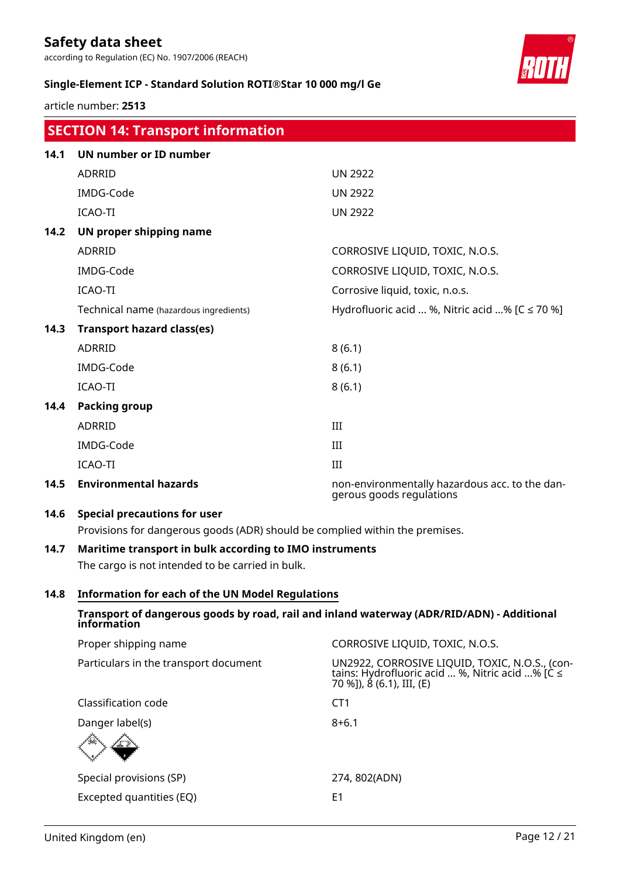## SECTION 14: Transport information

**14.1 UN number or ID number**

| | |
|---|---|
| ADRRID | UN 2922 |
| IMDG-Code | UN 2922 |
| ICAO-TI | UN 2922 |

**14.2 UN proper shipping name**

| | |
|---|---|
| ADRRID | CORROSIVE LIQUID, TOXIC, N.O.S. |
| IMDG-Code | CORROSIVE LIQUID, TOXIC, N.O.S. |
| ICAO-TI | Corrosive liquid, toxic, n.o.s. |
| Technical name (hazardous ingredients) | Hydrofluoric acid ... %, Nitric acid ...% [C ≤ 70 %] |

**14.3 Transport hazard class(es)**

| | |
|---|---|
| ADRRID | 8 (6.1) |
| IMDG-Code | 8 (6.1) |
| ICAO-TI | 8 (6.1) |

**14.4 Packing group**

| | |
|---|---|
| ADRRID | III |
| IMDG-Code | III |
| ICAO-TI | III |

**14.5 Environmental hazards** non-environmentally hazardous acc. to the dangerous goods regulations

**14.6 Special precautions for user**

Provisions for dangerous goods (ADR) should be complied within the premises.

**14.7 Maritime transport in bulk according to IMO instruments**

The cargo is not intended to be carried in bulk.

**14.8 Information for each of the UN Model Regulations**

**Transport of dangerous goods by road, rail and inland waterway (ADR/RID/ADN) - Additional information**

| | |
|---|---|
| Proper shipping name | CORROSIVE LIQUID, TOXIC, N.O.S. |
| Particulars in the transport document | UN2922, CORROSIVE LIQUID, TOXIC, N.O.S., (contains: Hydrofluoric acid ... %, Nitric acid ...% [C ≤ 70 %]), 8 (6.1), III, (E) |
| Classification code | CT1 |
| Danger label(s) | 8+6.1 |
| Special provisions (SP) | 274, 802(ADN) |
| Excepted quantities (EQ) | E1 |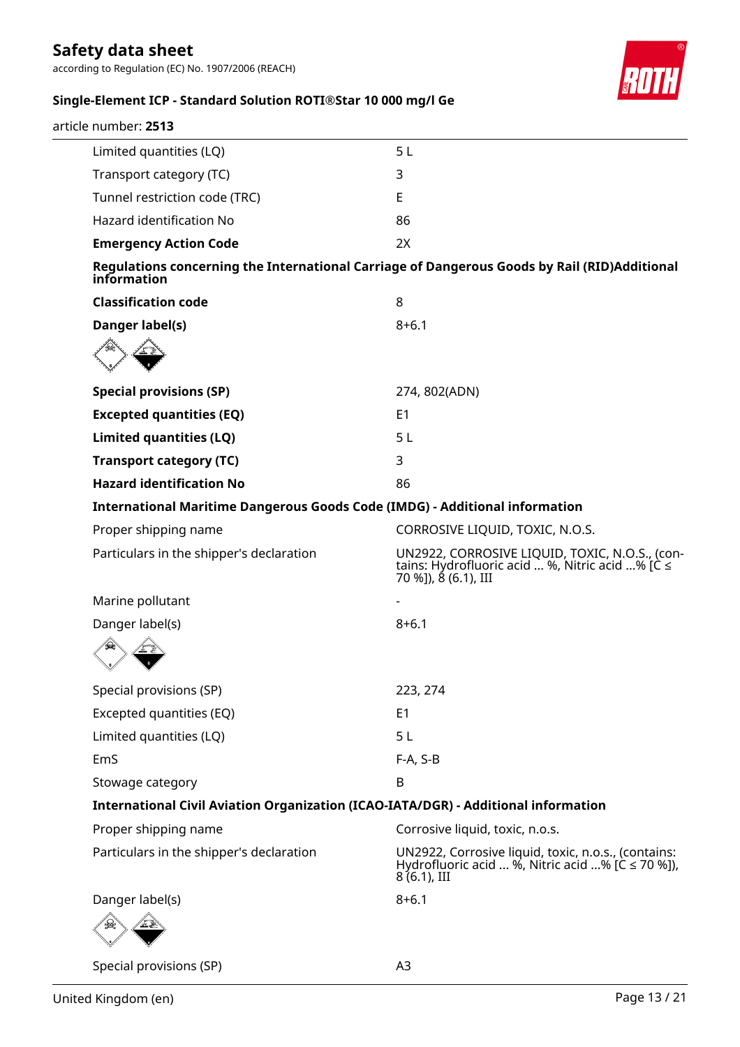| | |
|---|---|
| Limited quantities (LQ) | 5 L |
| Transport category (TC) | 3 |
| Tunnel restriction code (TRC) | E |
| Hazard identification No | 86 |
| **Emergency Action Code** | 2X |

**Regulations concerning the International Carriage of Dangerous Goods by Rail (RID)Additional information**

| | |
|---|---|
| **Classification code** | 8 |
| **Danger label(s)** | 8+6.1 |
| **Special provisions (SP)** | 274, 802(ADN) |
| **Excepted quantities (EQ)** | E1 |
| **Limited quantities (LQ)** | 5 L |
| **Transport category (TC)** | 3 |
| **Hazard identification No** | 86 |

**International Maritime Dangerous Goods Code (IMDG) - Additional information**

| | |
|---|---|
| Proper shipping name | CORROSIVE LIQUID, TOXIC, N.O.S. |
| Particulars in the shipper's declaration | UN2922, CORROSIVE LIQUID, TOXIC, N.O.S., (contains: Hydrofluoric acid ... %, Nitric acid ...% [C ≤ 70 %]), 8 (6.1), III |
| Marine pollutant | - |
| Danger label(s) | 8+6.1 |
| Special provisions (SP) | 223, 274 |
| Excepted quantities (EQ) | E1 |
| Limited quantities (LQ) | 5 L |
| EmS | F-A, S-B |
| Stowage category | B |

**International Civil Aviation Organization (ICAO-IATA/DGR) - Additional information**

| | |
|---|---|
| Proper shipping name | Corrosive liquid, toxic, n.o.s. |
| Particulars in the shipper's declaration | UN2922, Corrosive liquid, toxic, n.o.s., (contains: Hydrofluoric acid ... %, Nitric acid ...% [C ≤ 70 %]), 8 (6.1), III |
| Danger label(s) | 8+6.1 |
| Special provisions (SP) | A3 |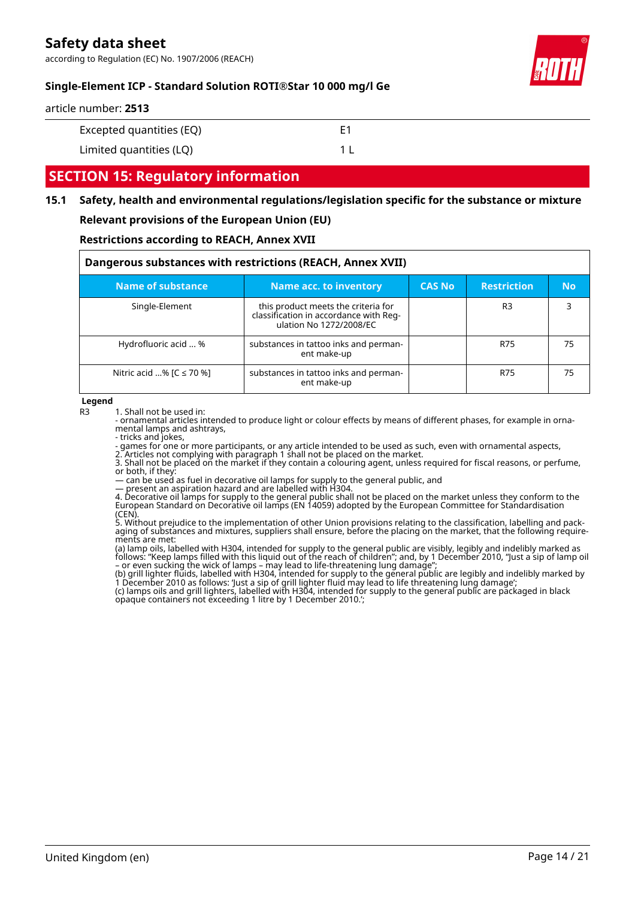| Excepted quantities (EQ) | E1 |
|---|---|
| Limited quantities (LQ) | 1 L |

## SECTION 15: Regulatory information

### 15.1 Safety, health and environmental regulations/legislation specific for the substance or mixture

**Relevant provisions of the European Union (EU)**

**Restrictions according to REACH, Annex XVII**

| Dangerous substances with restrictions (REACH, Annex XVII) | | | | |
|---|---|---|---|---|
| **Name of substance** | **Name acc. to inventory** | **CAS No** | **Restriction** | **No** |
| Single-Element | this product meets the criteria for classification in accordance with Regulation No 1272/2008/EC | | R3 | 3 |
| Hydrofluoric acid ... % | substances in tattoo inks and permanent make-up | | R75 | 75 |
| Nitric acid ...% [C ≤ 70 %] | substances in tattoo inks and permanent make-up | | R75 | 75 |

**Legend**

R3 1. Shall not be used in:
- ornamental articles intended to produce light or colour effects by means of different phases, for example in ornamental lamps and ashtrays,
- tricks and jokes,
- games for one or more participants, or any article intended to be used as such, even with ornamental aspects,

2. Articles not complying with paragraph 1 shall not be placed on the market.
3. Shall not be placed on the market if they contain a colouring agent, unless required for fiscal reasons, or perfume, or both, if they:
— can be used as fuel in decorative oil lamps for supply to the general public, and
— present an aspiration hazard and are labelled with H304.
4. Decorative oil lamps for supply to the general public shall not be placed on the market unless they conform to the European Standard on Decorative oil lamps (EN 14059) adopted by the European Committee for Standardisation (CEN).
5. Without prejudice to the implementation of other Union provisions relating to the classification, labelling and packaging of substances and mixtures, suppliers shall ensure, before the placing on the market, that the following requirements are met:
(a) lamp oils, labelled with H304, intended for supply to the general public are visibly, legibly and indelibly marked as follows: "Keep lamps filled with this liquid out of the reach of children"; and, by 1 December 2010, "Just a sip of lamp oil – or even sucking the wick of lamps – may lead to life-threatening lung damage";
(b) grill lighter fluids, labelled with H304, intended for supply to the general public are legibly and indelibly marked by 1 December 2010 as follows: 'Just a sip of grill lighter fluid may lead to life threatening lung damage';
(c) lamps oils and grill lighters, labelled with H304, intended for supply to the general public are packaged in black opaque containers not exceeding 1 litre by 1 December 2010.';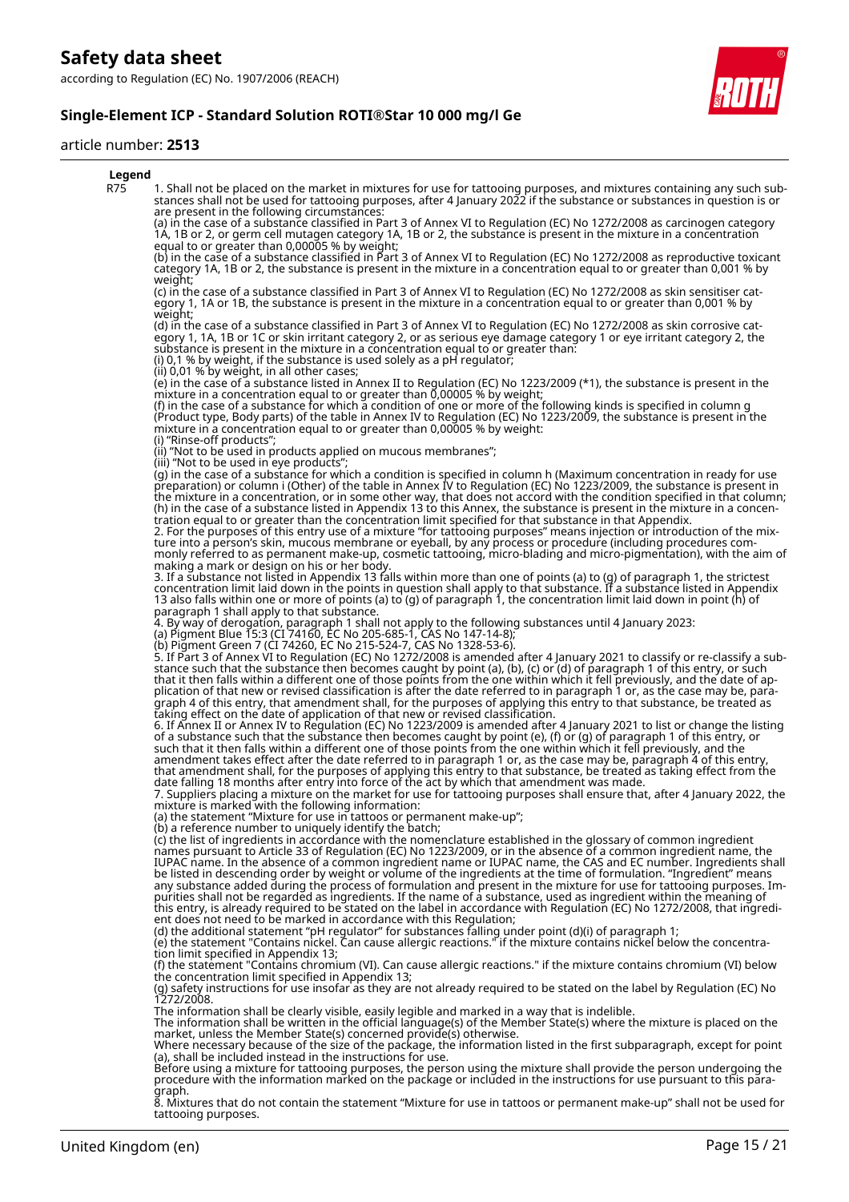**Legend**

R75 1. Shall not be placed on the market in mixtures for use for tattooing purposes, and mixtures containing any such substances shall not be used for tattooing purposes, after 4 January 2022 if the substance or substances in question is or are present in the following circumstances:
(a) in the case of a substance classified in Part 3 of Annex VI to Regulation (EC) No 1272/2008 as carcinogen category 1A, 1B or 2, or germ cell mutagen category 1A, 1B or 2, the substance is present in the mixture in a concentration equal to or greater than 0,00005 % by weight;
(b) in the case of a substance classified in Part 3 of Annex VI to Regulation (EC) No 1272/2008 as reproductive toxicant category 1A, 1B or 2, the substance is present in the mixture in a concentration equal to or greater than 0,001 % by weight;
(c) in the case of a substance classified in Part 3 of Annex VI to Regulation (EC) No 1272/2008 as skin sensitiser category 1, 1A or 1B, the substance is present in the mixture in a concentration equal to or greater than 0,001 % by weight;
(d) in the case of a substance classified in Part 3 of Annex VI to Regulation (EC) No 1272/2008 as skin corrosive category 1, 1A, 1B or 1C or skin irritant category 2, or as serious eye damage category 1 or eye irritant category 2, the substance is present in the mixture in a concentration equal to or greater than:
(i) 0,1 % by weight, if the substance is used solely as a pH regulator;
(ii) 0,01 % by weight, in all other cases;
(e) in the case of a substance listed in Annex II to Regulation (EC) No 1223/2009 (*1), the substance is present in the mixture in a concentration equal to or greater than 0,00005 % by weight;
(f) in the case of a substance for which a condition of one or more of the following kinds is specified in column g (Product type, Body parts) of the table in Annex IV to Regulation (EC) No 1223/2009, the substance is present in the mixture in a concentration equal to or greater than 0,00005 % by weight:
(i) "Rinse-off products";
(ii) "Not to be used in products applied on mucous membranes";
(iii) "Not to be used in eye products";
(g) in the case of a substance for which a condition is specified in column h (Maximum concentration in ready for use preparation) or column i (Other) of the table in Annex IV to Regulation (EC) No 1223/2009, the substance is present in the mixture in a concentration, or in some other way, that does not accord with the condition specified in that column;
(h) in the case of a substance listed in Appendix 13 to this Annex, the substance is present in the mixture in a concentration equal to or greater than the concentration limit specified for that substance in that Appendix.
2. For the purposes of this entry use of a mixture "for tattooing purposes" means injection or introduction of the mixture into a person's skin, mucous membrane or eyeball, by any process or procedure (including procedures commonly referred to as permanent make-up, cosmetic tattooing, micro-blading and micro-pigmentation), with the aim of making a mark or design on his or her body.
3. If a substance not listed in Appendix 13 falls within more than one of points (a) to (g) of paragraph 1, the strictest concentration limit laid down in the points in question shall apply to that substance. If a substance listed in Appendix 13 also falls within one or more of points (a) to (g) of paragraph 1, the concentration limit laid down in point (h) of paragraph 1 shall apply to that substance.
4. By way of derogation, paragraph 1 shall not apply to the following substances until 4 January 2023:
(a) Pigment Blue 15:3 (CI 74160, EC No 205-685-1, CAS No 147-14-8);
(b) Pigment Green 7 (CI 74260, EC No 215-524-7, CAS No 1328-53-6).
5. If Part 3 of Annex VI to Regulation (EC) No 1272/2008 is amended after 4 January 2021 to classify or re-classify a substance such that the substance then becomes caught by point (a), (b), (c) or (d) of paragraph 1 of this entry, or such that it then falls within a different one of those points from the one within which it fell previously, and the date of application of that new or revised classification is after the date referred to in paragraph 1 or, as the case may be, paragraph 4 of this entry, that amendment shall, for the purposes of applying this entry to that substance, be treated as taking effect on the date of application of that new or revised classification.
6. If Annex II or Annex IV to Regulation (EC) No 1223/2009 is amended after 4 January 2021 to list or change the listing of a substance such that the substance then becomes caught by point (e), (f) or (g) of paragraph 1 of this entry, or such that it then falls within a different one of those points from the one within which it fell previously, and the amendment takes effect after the date referred to in paragraph 1 or, as the case may be, paragraph 4 of this entry, that amendment shall, for the purposes of applying this entry to that substance, be treated as taking effect from the date falling 18 months after entry into force of the act by which that amendment was made.
7. Suppliers placing a mixture on the market for use for tattooing purposes shall ensure that, after 4 January 2022, the mixture is marked with the following information:
(a) the statement "Mixture for use in tattoos or permanent make-up";
(b) a reference number to uniquely identify the batch;
(c) the list of ingredients in accordance with the nomenclature established in the glossary of common ingredient names pursuant to Article 33 of Regulation (EC) No 1223/2009, or in the absence of a common ingredient name, the IUPAC name. In the absence of a common ingredient name or IUPAC name, the CAS and EC number. Ingredients shall be listed in descending order by weight or volume of the ingredients at the time of formulation. "Ingredient" means any substance added during the process of formulation and present in the mixture for use for tattooing purposes. Impurities shall not be regarded as ingredients. If the name of a substance, used as ingredient within the meaning of this entry, is already required to be stated on the label in accordance with Regulation (EC) No 1272/2008, that ingredient does not need to be marked in accordance with this Regulation;
(d) the additional statement "pH regulator" for substances falling under point (d)(i) of paragraph 1;
(e) the statement "Contains nickel. Can cause allergic reactions." if the mixture contains nickel below the concentration limit specified in Appendix 13;
(f) the statement "Contains chromium (VI). Can cause allergic reactions." if the mixture contains chromium (VI) below the concentration limit specified in Appendix 13;
(g) safety instructions for use insofar as they are not already required to be stated on the label by Regulation (EC) No 1272/2008.
The information shall be clearly visible, easily legible and marked in a way that is indelible.
The information shall be written in the official language(s) of the Member State(s) where the mixture is placed on the market, unless the Member State(s) concerned provide(s) otherwise.
Where necessary because of the size of the package, the information listed in the first subparagraph, except for point (a), shall be included instead in the instructions for use.
Before using a mixture for tattooing purposes, the person using the mixture shall provide the person undergoing the procedure with the information marked on the package or included in the instructions for use pursuant to this paragraph.
8. Mixtures that do not contain the statement "Mixture for use in tattoos or permanent make-up" shall not be used for tattooing purposes.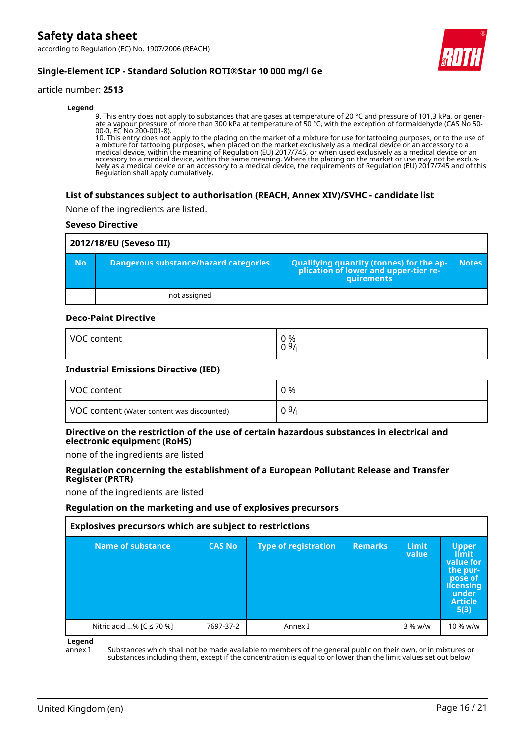**Legend**

9. This entry does not apply to substances that are gases at temperature of 20 °C and pressure of 101,3 kPa, or generate a vapour pressure of more than 300 kPa at temperature of 50 °C, with the exception of formaldehyde (CAS No 50-00-0, EC No 200-001-8).
10. This entry does not apply to the placing on the market of a mixture for use for tattooing purposes, or to the use of a mixture for tattooing purposes, when placed on the market exclusively as a medical device or an accessory to a medical device, within the meaning of Regulation (EU) 2017/745, or when used exclusively as a medical device or an accessory to a medical device, within the same meaning. Where the placing on the market or use may not be exclusively as a medical device or an accessory to a medical device, the requirements of Regulation (EU) 2017/745 and of this Regulation shall apply cumulatively.

### List of substances subject to authorisation (REACH, Annex XIV)/SVHC - candidate list

None of the ingredients are listed.

#### Seveso Directive

| 2012/18/EU (Seveso III) | | | |
|---|---|---|---|
| **No** | **Dangerous substance/hazard categories** | **Qualifying quantity (tonnes) for the application of lower and upper-tier requirements** | **Notes** |
| | not assigned | | |

#### Deco-Paint Directive

| | |
|---|---|
| VOC content | 0 %<br>0 g/l |

#### Industrial Emissions Directive (IED)

| | |
|---|---|
| VOC content | 0 % |
| VOC content (Water content was discounted) | 0 g/l |

#### Directive on the restriction of the use of certain hazardous substances in electrical and electronic equipment (RoHS)

none of the ingredients are listed

#### Regulation concerning the establishment of a European Pollutant Release and Transfer Register (PRTR)

none of the ingredients are listed

#### Regulation on the marketing and use of explosives precursors

| Explosives precursors which are subject to restrictions | | | | | |
|---|---|---|---|---|---|
| **Name of substance** | **CAS No** | **Type of registration** | **Remarks** | **Limit value** | **Upper limit value for the purpose of licensing under Article 5(3)** |
| Nitric acid ...% [C ≤ 70 %] | 7697-37-2 | Annex I | | 3 % w/w | 10 % w/w |

**Legend**

annex I Substances which shall not be made available to members of the general public on their own, or in mixtures or substances including them, except if the concentration is equal to or lower than the limit values set out below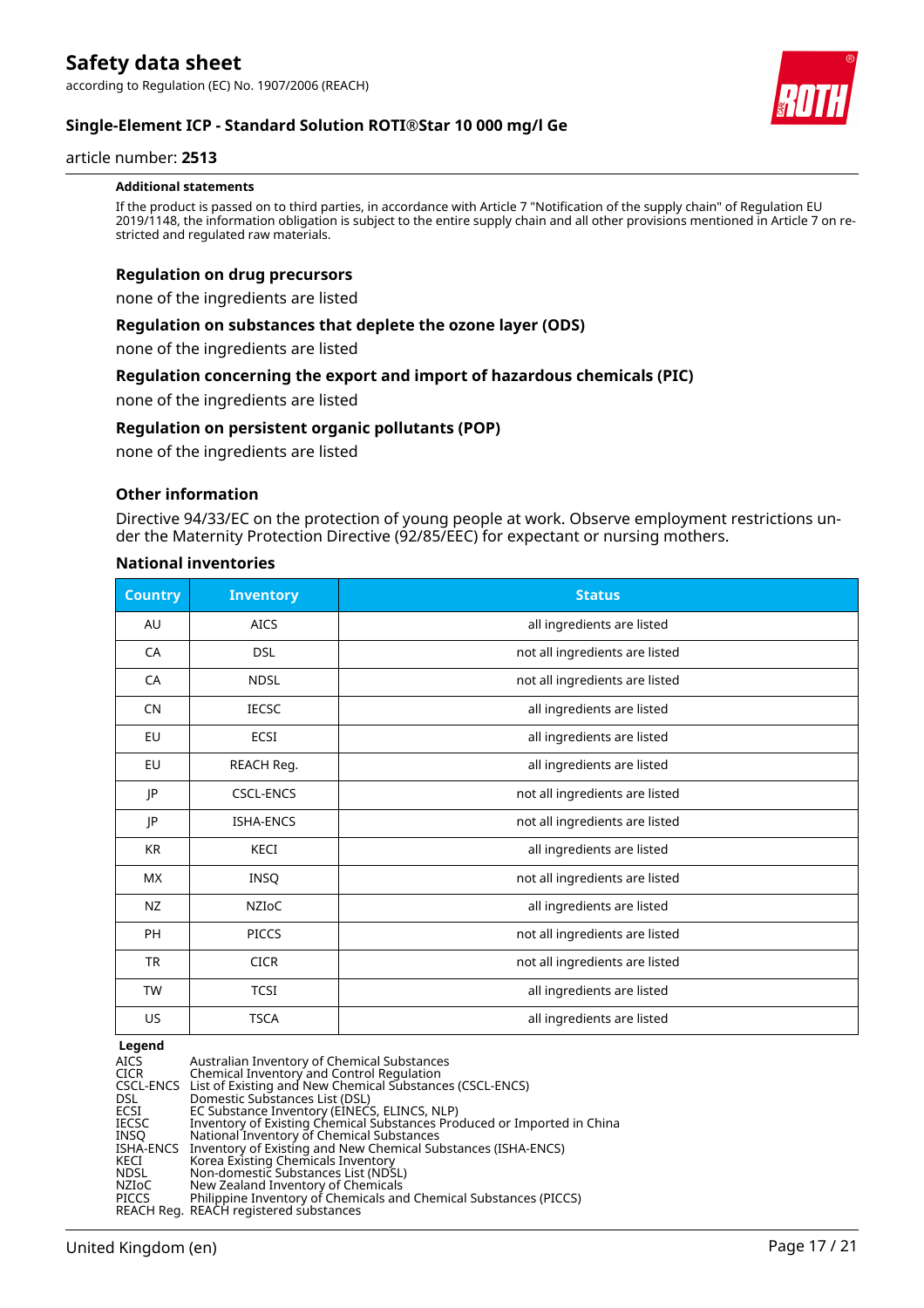**Additional statements**

If the product is passed on to third parties, in accordance with Article 7 "Notification of the supply chain" of Regulation EU 2019/1148, the information obligation is subject to the entire supply chain and all other provisions mentioned in Article 7 on restricted and regulated raw materials.

### Regulation on drug precursors

none of the ingredients are listed

### Regulation on substances that deplete the ozone layer (ODS)

none of the ingredients are listed

### Regulation concerning the export and import of hazardous chemicals (PIC)

none of the ingredients are listed

### Regulation on persistent organic pollutants (POP)

none of the ingredients are listed

### Other information

Directive 94/33/EC on the protection of young people at work. Observe employment restrictions under the Maternity Protection Directive (92/85/EEC) for expectant or nursing mothers.

### National inventories

| Country | Inventory | Status |
|---|---|---|
| AU | AICS | all ingredients are listed |
| CA | DSL | not all ingredients are listed |
| CA | NDSL | not all ingredients are listed |
| CN | IECSC | all ingredients are listed |
| EU | ECSI | all ingredients are listed |
| EU | REACH Reg. | all ingredients are listed |
| JP | CSCL-ENCS | not all ingredients are listed |
| JP | ISHA-ENCS | not all ingredients are listed |
| KR | KECI | all ingredients are listed |
| MX | INSQ | not all ingredients are listed |
| NZ | NZIoC | all ingredients are listed |
| PH | PICCS | not all ingredients are listed |
| TR | CICR | not all ingredients are listed |
| TW | TCSI | all ingredients are listed |
| US | TSCA | all ingredients are listed |

**Legend**

| | |
|---|---|
| AICS | Australian Inventory of Chemical Substances |
| CICR | Chemical Inventory and Control Regulation |
| CSCL-ENCS | List of Existing and New Chemical Substances (CSCL-ENCS) |
| DSL | Domestic Substances List (DSL) |
| ECSI | EC Substance Inventory (EINECS, ELINCS, NLP) |
| IECSC | Inventory of Existing Chemical Substances Produced or Imported in China |
| INSQ | National Inventory of Chemical Substances |
| ISHA-ENCS | Inventory of Existing and New Chemical Substances (ISHA-ENCS) |
| KECI | Korea Existing Chemicals Inventory |
| NDSL | Non-domestic Substances List (NDSL) |
| NZIoC | New Zealand Inventory of Chemicals |
| PICCS | Philippine Inventory of Chemicals and Chemical Substances (PICCS) |
| REACH Reg. | REACH registered substances |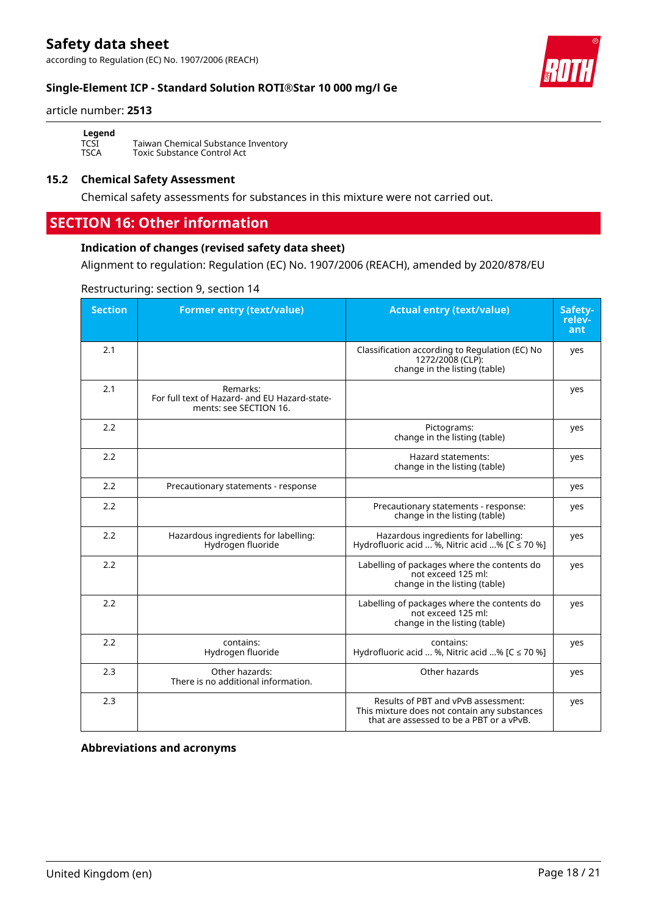**Legend**

| | |
|---|---|
| TCSI | Taiwan Chemical Substance Inventory |
| TSCA | Toxic Substance Control Act |

### 15.2 Chemical Safety Assessment

Chemical safety assessments for substances in this mixture were not carried out.

## SECTION 16: Other information

### Indication of changes (revised safety data sheet)

Alignment to regulation: Regulation (EC) No. 1907/2006 (REACH), amended by 2020/878/EU

Restructuring: section 9, section 14

| Section | Former entry (text/value) | Actual entry (text/value) | Safety-relevant |
|---|---|---|---|
| 2.1 | | Classification according to Regulation (EC) No 1272/2008 (CLP): change in the listing (table) | yes |
| 2.1 | Remarks: For full text of Hazard- and EU Hazard-statements: see SECTION 16. | | yes |
| 2.2 | | Pictograms: change in the listing (table) | yes |
| 2.2 | | Hazard statements: change in the listing (table) | yes |
| 2.2 | Precautionary statements - response | | yes |
| 2.2 | | Precautionary statements - response: change in the listing (table) | yes |
| 2.2 | Hazardous ingredients for labelling: Hydrogen fluoride | Hazardous ingredients for labelling: Hydrofluoric acid ... %, Nitric acid ...% [C ≤ 70 %] | yes |
| 2.2 | | Labelling of packages where the contents do not exceed 125 ml: change in the listing (table) | yes |
| 2.2 | | Labelling of packages where the contents do not exceed 125 ml: change in the listing (table) | yes |
| 2.2 | contains: Hydrogen fluoride | contains: Hydrofluoric acid ... %, Nitric acid ...% [C ≤ 70 %] | yes |
| 2.3 | Other hazards: There is no additional information. | Other hazards | yes |
| 2.3 | | Results of PBT and vPvB assessment: This mixture does not contain any substances that are assessed to be a PBT or a vPvB. | yes |

### Abbreviations and acronyms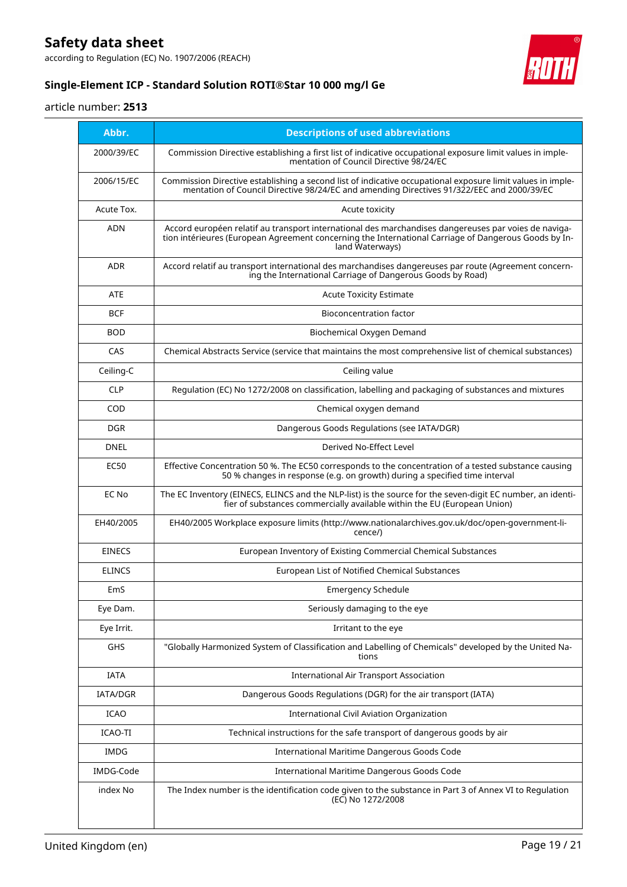| Abbr. | Descriptions of used abbreviations |
|---|---|
| 2000/39/EC | Commission Directive establishing a first list of indicative occupational exposure limit values in implementation of Council Directive 98/24/EC |
| 2006/15/EC | Commission Directive establishing a second list of indicative occupational exposure limit values in implementation of Council Directive 98/24/EC and amending Directives 91/322/EEC and 2000/39/EC |
| Acute Tox. | Acute toxicity |
| ADN | Accord européen relatif au transport international des marchandises dangereuses par voies de navigation intérieures (European Agreement concerning the International Carriage of Dangerous Goods by Inland Waterways) |
| ADR | Accord relatif au transport international des marchandises dangereuses par route (Agreement concerning the International Carriage of Dangerous Goods by Road) |
| ATE | Acute Toxicity Estimate |
| BCF | Bioconcentration factor |
| BOD | Biochemical Oxygen Demand |
| CAS | Chemical Abstracts Service (service that maintains the most comprehensive list of chemical substances) |
| Ceiling-C | Ceiling value |
| CLP | Regulation (EC) No 1272/2008 on classification, labelling and packaging of substances and mixtures |
| COD | Chemical oxygen demand |
| DGR | Dangerous Goods Regulations (see IATA/DGR) |
| DNEL | Derived No-Effect Level |
| EC50 | Effective Concentration 50 %. The EC50 corresponds to the concentration of a tested substance causing 50 % changes in response (e.g. on growth) during a specified time interval |
| EC No | The EC Inventory (EINECS, ELINCS and the NLP-list) is the source for the seven-digit EC number, an identifier of substances commercially available within the EU (European Union) |
| EH40/2005 | EH40/2005 Workplace exposure limits (http://www.nationalarchives.gov.uk/doc/open-government-licence/) |
| EINECS | European Inventory of Existing Commercial Chemical Substances |
| ELINCS | European List of Notified Chemical Substances |
| EmS | Emergency Schedule |
| Eye Dam. | Seriously damaging to the eye |
| Eye Irrit. | Irritant to the eye |
| GHS | "Globally Harmonized System of Classification and Labelling of Chemicals" developed by the United Nations |
| IATA | International Air Transport Association |
| IATA/DGR | Dangerous Goods Regulations (DGR) for the air transport (IATA) |
| ICAO | International Civil Aviation Organization |
| ICAO-TI | Technical instructions for the safe transport of dangerous goods by air |
| IMDG | International Maritime Dangerous Goods Code |
| IMDG-Code | International Maritime Dangerous Goods Code |
| index No | The Index number is the identification code given to the substance in Part 3 of Annex VI to Regulation (EC) No 1272/2008 |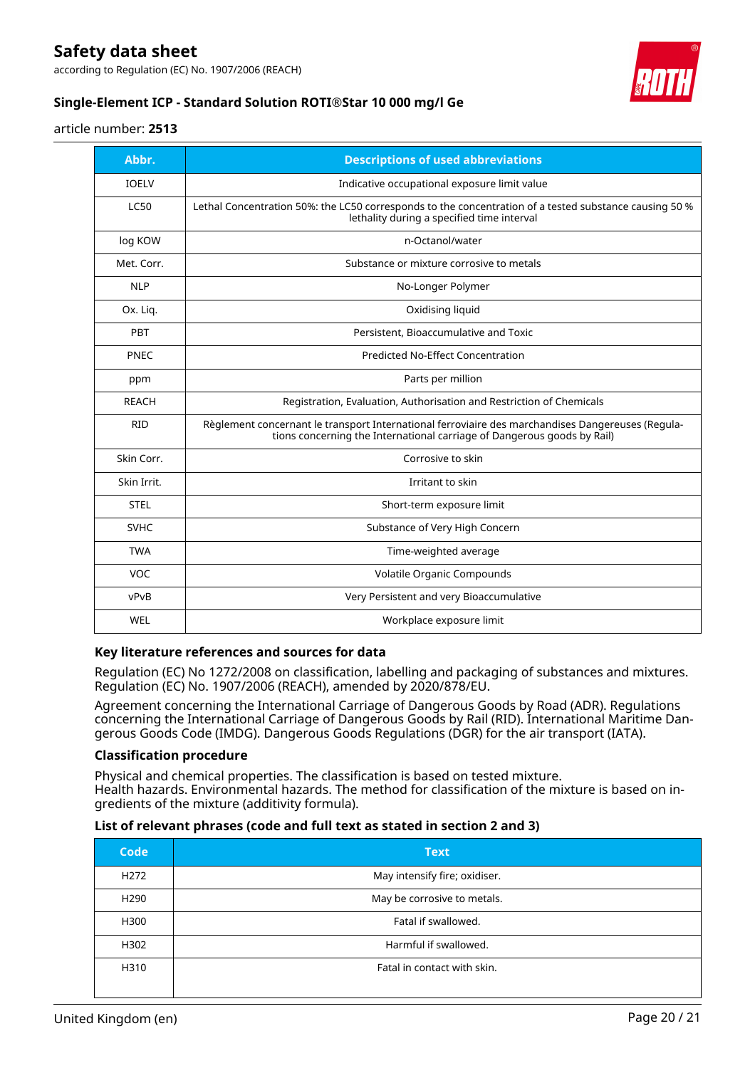| Abbr. | Descriptions of used abbreviations |
| --- | --- |
| IOELV | Indicative occupational exposure limit value |
| LC50 | Lethal Concentration 50%: the LC50 corresponds to the concentration of a tested substance causing 50 % lethality during a specified time interval |
| log KOW | n-Octanol/water |
| Met. Corr. | Substance or mixture corrosive to metals |
| NLP | No-Longer Polymer |
| Ox. Liq. | Oxidising liquid |
| PBT | Persistent, Bioaccumulative and Toxic |
| PNEC | Predicted No-Effect Concentration |
| ppm | Parts per million |
| REACH | Registration, Evaluation, Authorisation and Restriction of Chemicals |
| RID | Règlement concernant le transport International ferroviaire des marchandises Dangereuses (Regulations concerning the International carriage of Dangerous goods by Rail) |
| Skin Corr. | Corrosive to skin |
| Skin Irrit. | Irritant to skin |
| STEL | Short-term exposure limit |
| SVHC | Substance of Very High Concern |
| TWA | Time-weighted average |
| VOC | Volatile Organic Compounds |
| vPvB | Very Persistent and very Bioaccumulative |
| WEL | Workplace exposure limit |

### Key literature references and sources for data

Regulation (EC) No 1272/2008 on classification, labelling and packaging of substances and mixtures. Regulation (EC) No. 1907/2006 (REACH), amended by 2020/878/EU.

Agreement concerning the International Carriage of Dangerous Goods by Road (ADR). Regulations concerning the International Carriage of Dangerous Goods by Rail (RID). International Maritime Dangerous Goods Code (IMDG). Dangerous Goods Regulations (DGR) for the air transport (IATA).

### Classification procedure

Physical and chemical properties. The classification is based on tested mixture.
Health hazards. Environmental hazards. The method for classification of the mixture is based on ingredients of the mixture (additivity formula).

### List of relevant phrases (code and full text as stated in section 2 and 3)

| Code | Text |
| --- | --- |
| H272 | May intensify fire; oxidiser. |
| H290 | May be corrosive to metals. |
| H300 | Fatal if swallowed. |
| H302 | Harmful if swallowed. |
| H310 | Fatal in contact with skin. |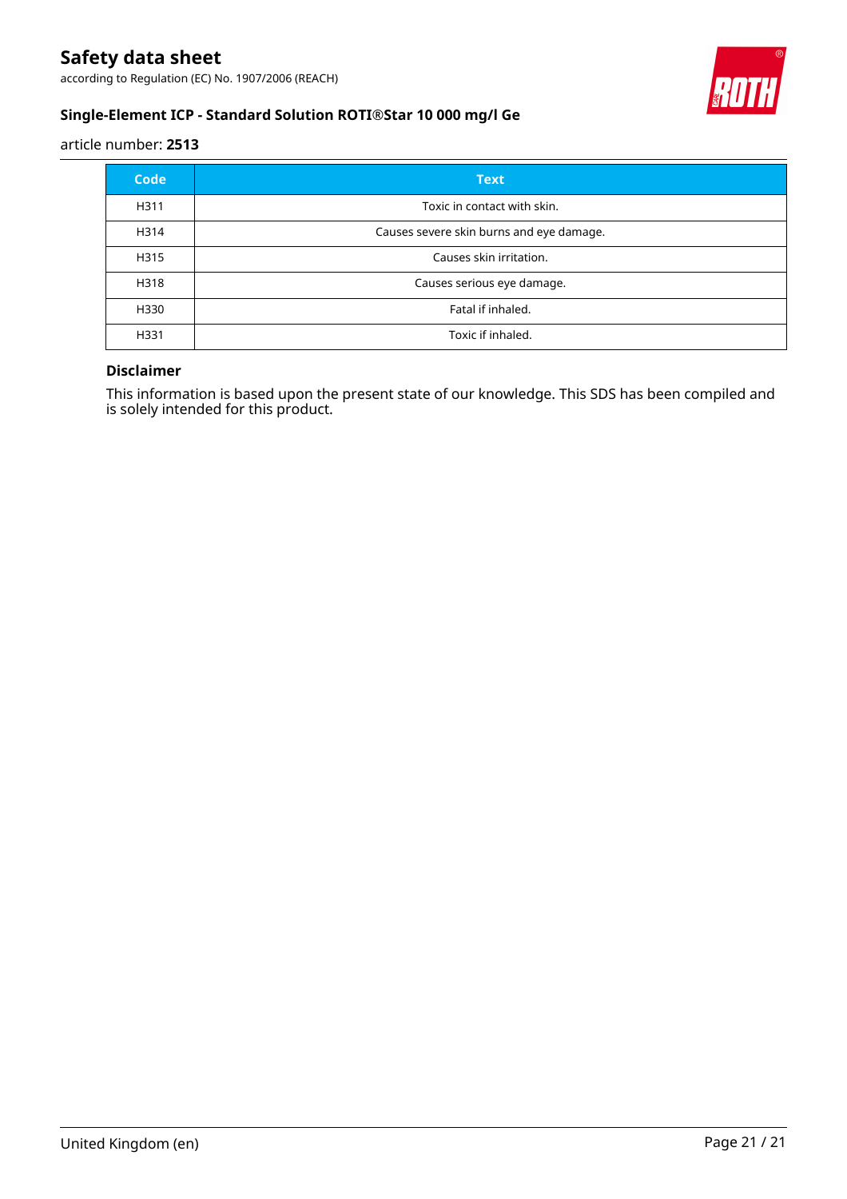| Code | Text |
|---|---|
| H311 | Toxic in contact with skin. |
| H314 | Causes severe skin burns and eye damage. |
| H315 | Causes skin irritation. |
| H318 | Causes serious eye damage. |
| H330 | Fatal if inhaled. |
| H331 | Toxic if inhaled. |

### Disclaimer

This information is based upon the present state of our knowledge. This SDS has been compiled and is solely intended for this product.